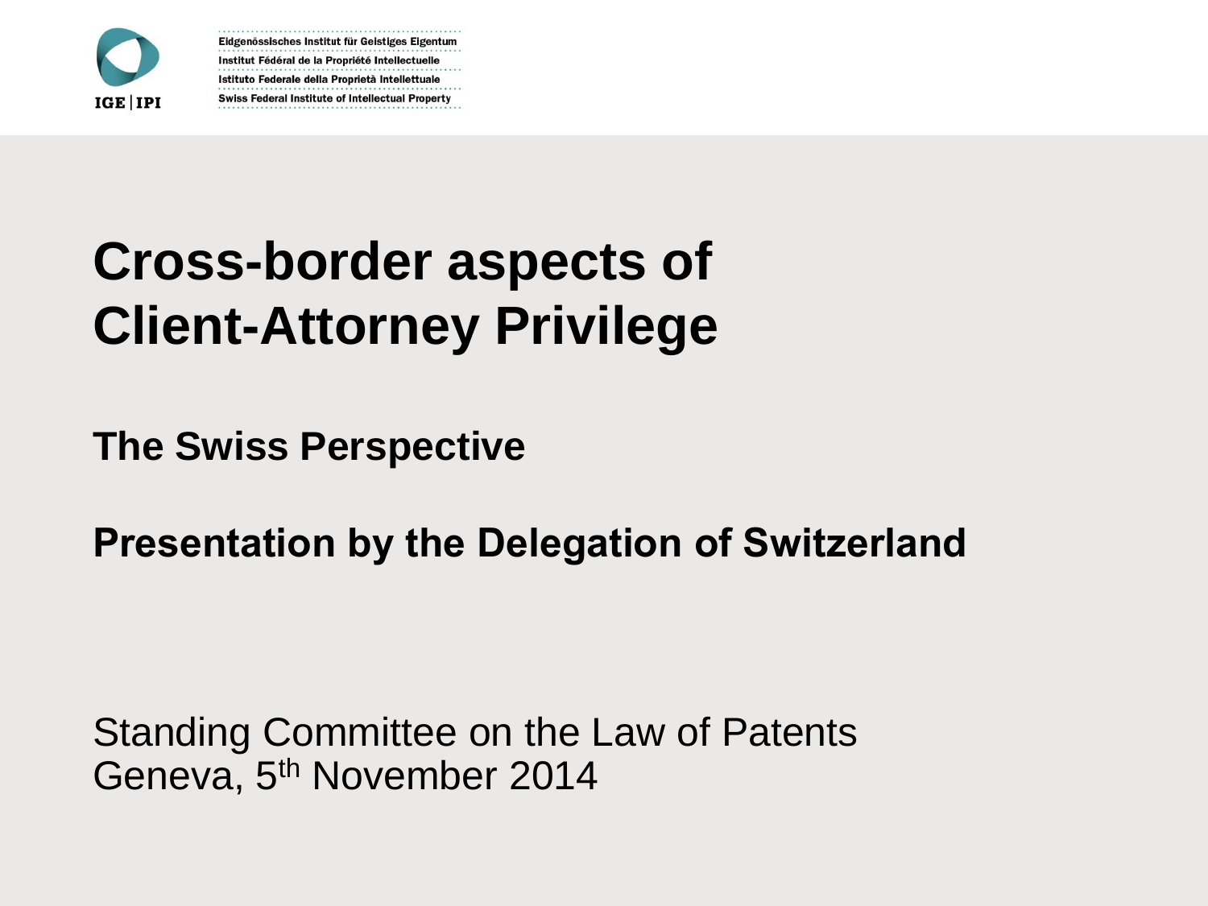Eidgenössisches Institut für Geistiges Eigentum
Institut Fédéral de la Propriété Intellectuelle
Istituto Federale della Proprietà Intellettuale
Swiss Federal Institute of Intellectual Property

# Cross-border aspects of Client-Attorney Privilege

**The Swiss Perspective**

**Presentation by the Delegation of Switzerland**

Standing Committee on the Law of Patents
Geneva, 5th November 2014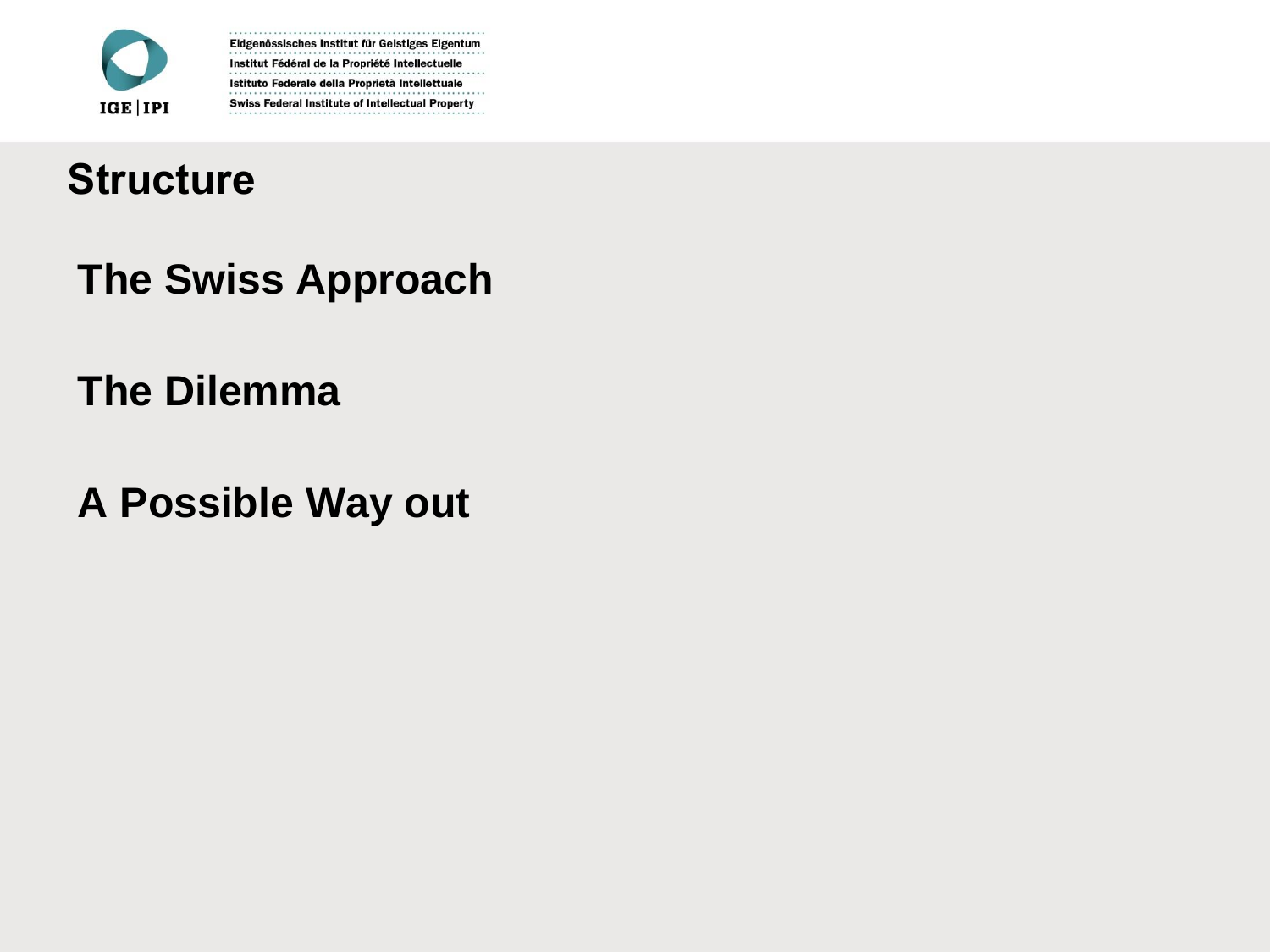# Structure

## The Swiss Approach

## The Dilemma

## A Possible Way out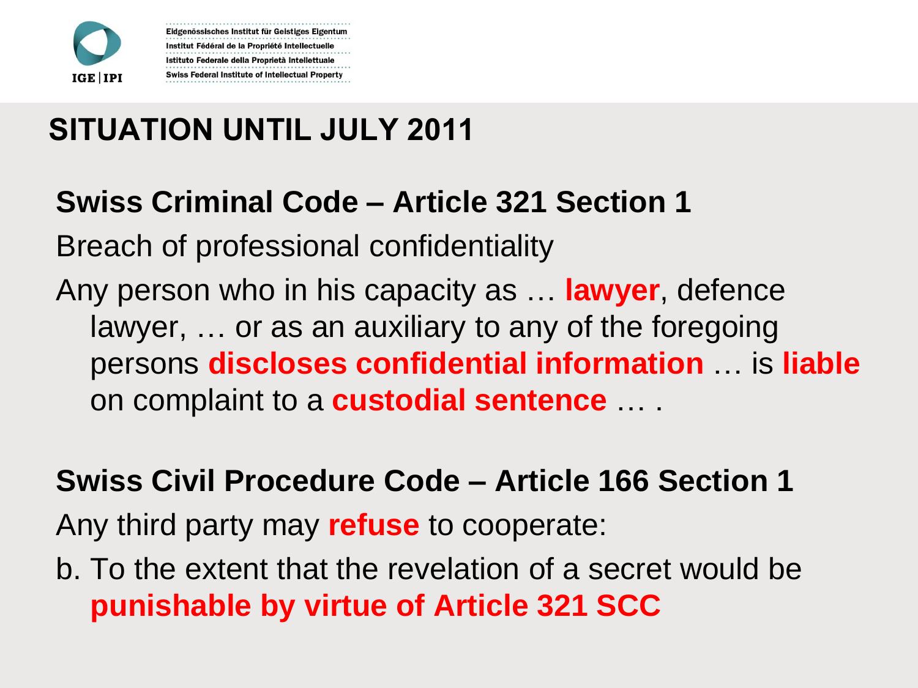## SITUATION UNTIL JULY 2011

**Swiss Criminal Code – Article 321 Section 1**

Breach of professional confidentiality

Any person who in his capacity as … **lawyer**, defence lawyer, … or as an auxiliary to any of the foregoing persons **discloses confidential information** … is **liable** on complaint to a **custodial sentence** … .

**Swiss Civil Procedure Code – Article 166 Section 1**

Any third party may **refuse** to cooperate:

b. To the extent that the revelation of a secret would be **punishable by virtue of Article 321 SCC**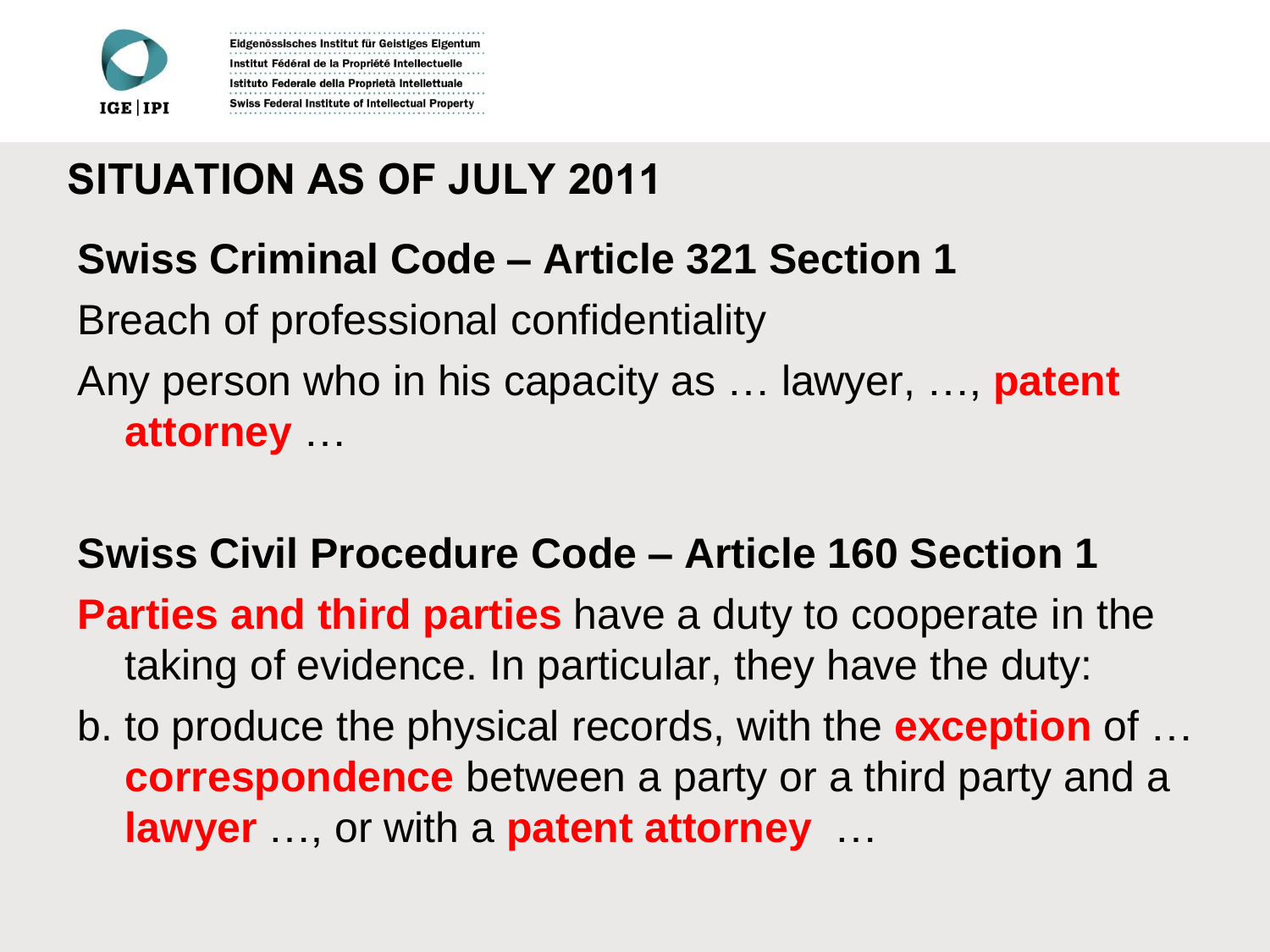## SITUATION AS OF JULY 2011

### Swiss Criminal Code – Article 321 Section 1

Breach of professional confidentiality

Any person who in his capacity as … lawyer, …, **patent attorney** …

### Swiss Civil Procedure Code – Article 160 Section 1

**Parties and third parties** have a duty to cooperate in the taking of evidence. In particular, they have the duty:

b. to produce the physical records, with the **exception** of … **correspondence** between a party or a third party and a **lawyer** …, or with a **patent attorney** …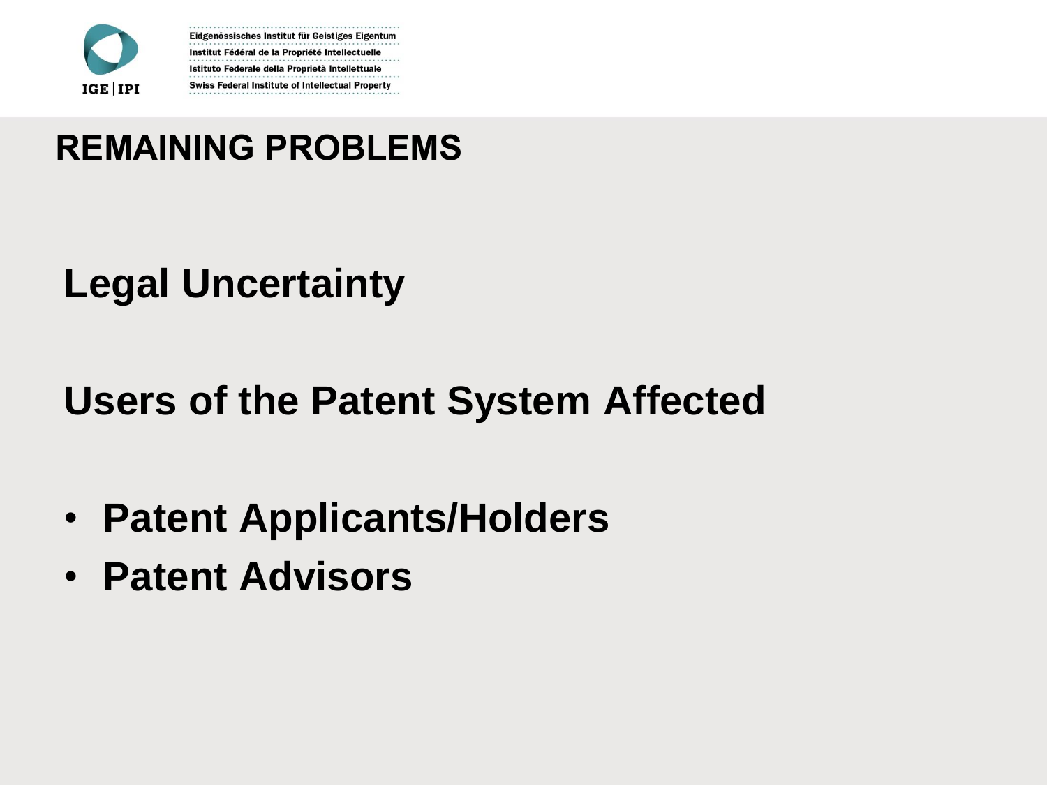## REMAINING PROBLEMS

**Legal Uncertainty**

**Users of the Patent System Affected**

- **Patent Applicants/Holders**
- **Patent Advisors**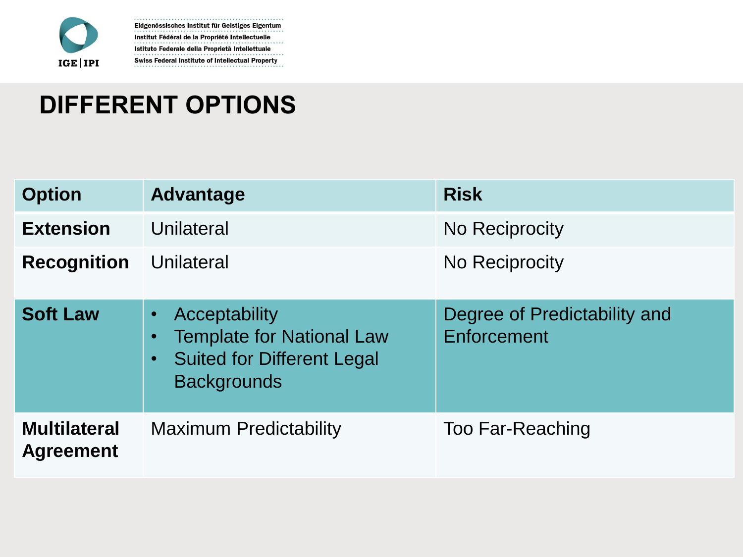# DIFFERENT OPTIONS

| Option | Advantage | Risk |
|---|---|---|
| **Extension** | Unilateral | No Reciprocity |
| **Recognition** | Unilateral | No Reciprocity |
| **Soft Law** | • Acceptability<br>• Template for National Law<br>• Suited for Different Legal Backgrounds | Degree of Predictability and Enforcement |
| **Multilateral Agreement** | Maximum Predictability | Too Far-Reaching |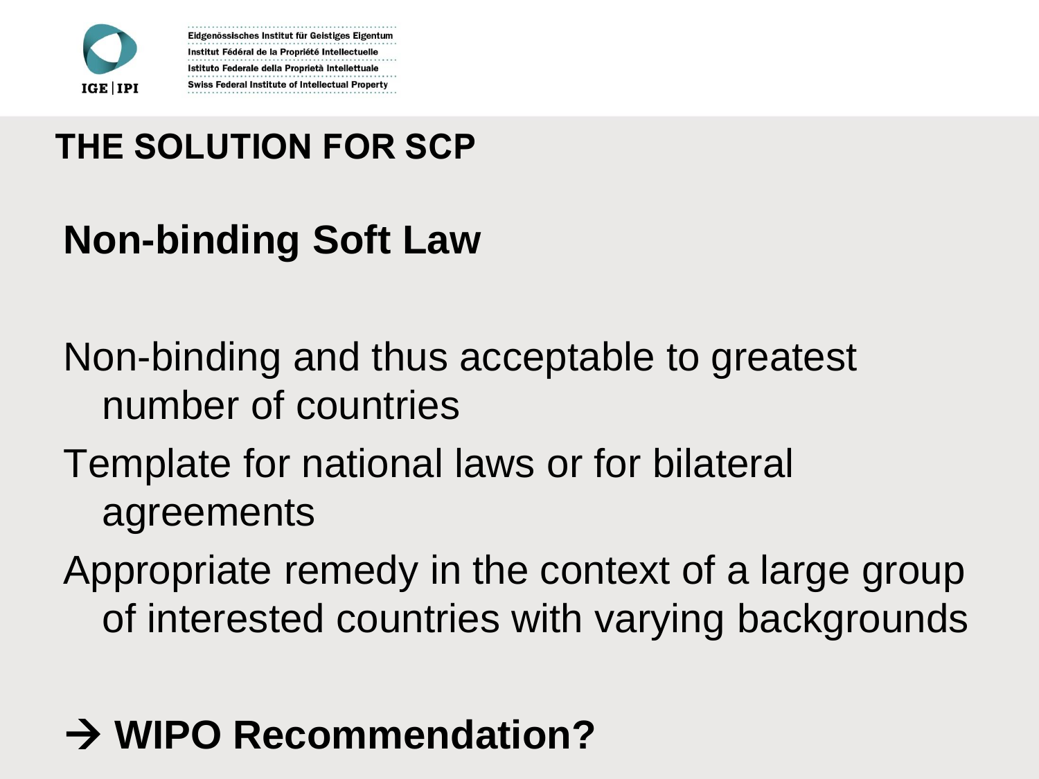# THE SOLUTION FOR SCP

## Non-binding Soft Law

- Non-binding and thus acceptable to greatest number of countries
- Template for national laws or for bilateral agreements
- Appropriate remedy in the context of a large group of interested countries with varying backgrounds

**→ WIPO Recommendation?**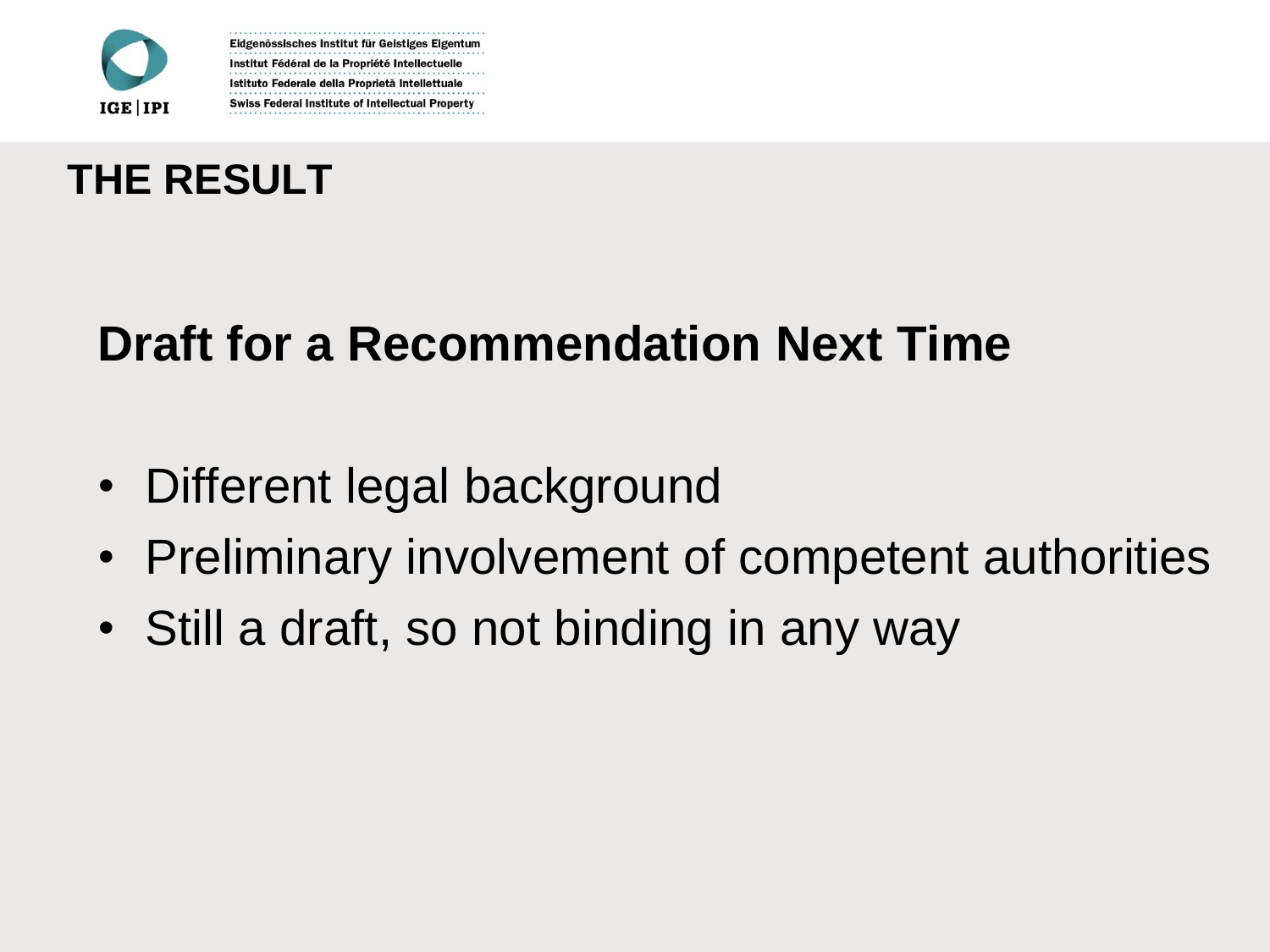# THE RESULT

## Draft for a Recommendation Next Time

- Different legal background
- Preliminary involvement of competent authorities
- Still a draft, so not binding in any way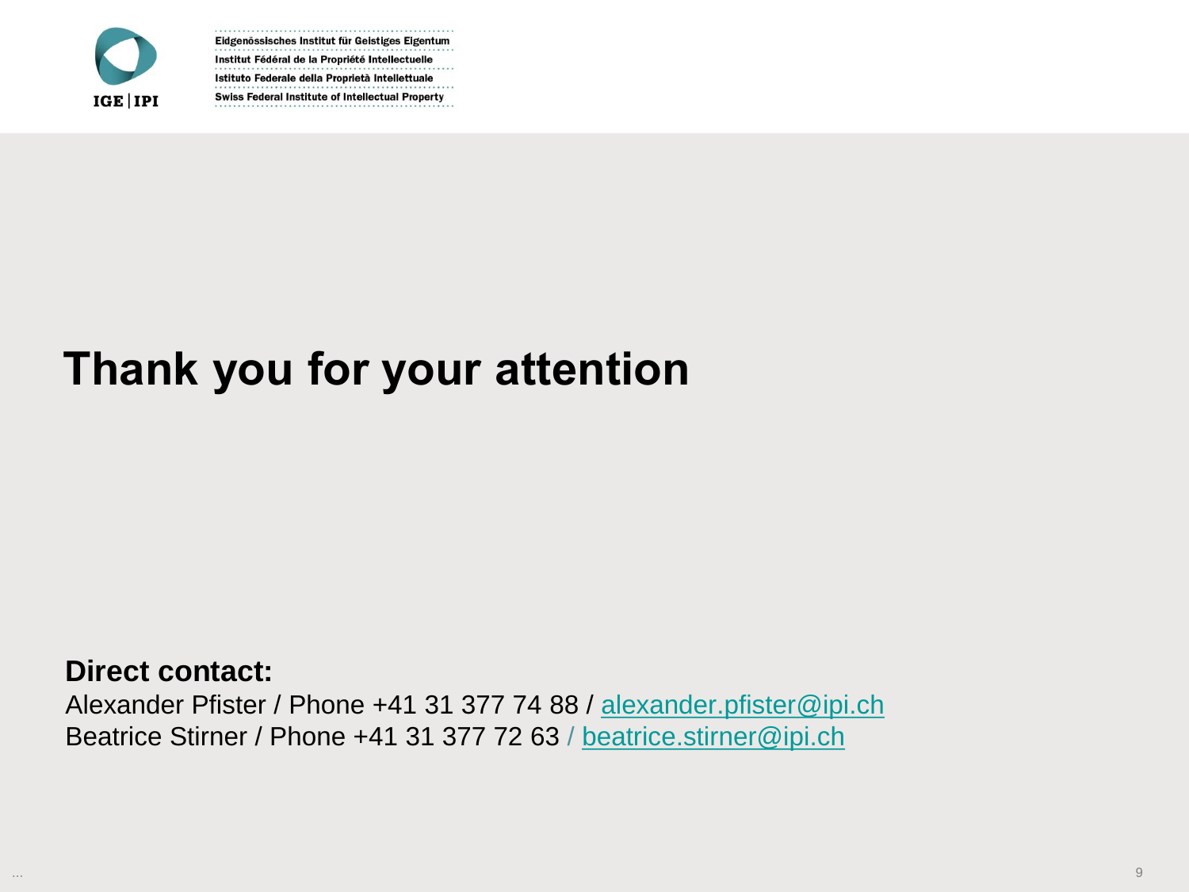Eidgenössisches Institut für Geistiges Eigentum
Institut Fédéral de la Propriété Intellectuelle
Istituto Federale della Proprietà Intellettuale
Swiss Federal Institute of Intellectual Property

# Thank you for your attention

**Direct contact:**

Alexander Pfister / Phone +41 31 377 74 88 / alexander.pfister@ipi.ch
Beatrice Stirner / Phone +41 31 377 72 63 / beatrice.stirner@ipi.ch